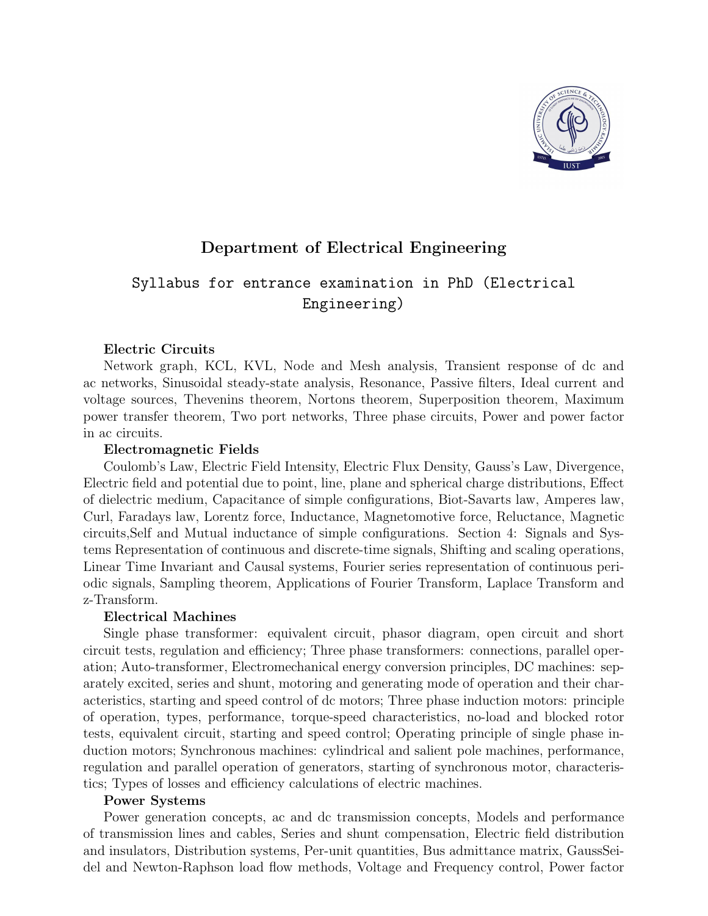## Department of Electrical Engineering

### Syllabus for entrance examination in PhD (Electrical Engineering)

**Electric Circuits**

Network graph, KCL, KVL, Node and Mesh analysis, Transient response of dc and ac networks, Sinusoidal steady-state analysis, Resonance, Passive filters, Ideal current and voltage sources, Thevenins theorem, Nortons theorem, Superposition theorem, Maximum power transfer theorem, Two port networks, Three phase circuits, Power and power factor in ac circuits.

**Electromagnetic Fields**

Coulomb's Law, Electric Field Intensity, Electric Flux Density, Gauss's Law, Divergence, Electric field and potential due to point, line, plane and spherical charge distributions, Effect of dielectric medium, Capacitance of simple configurations, Biot-Savarts law, Amperes law, Curl, Faradays law, Lorentz force, Inductance, Magnetomotive force, Reluctance, Magnetic circuits,Self and Mutual inductance of simple configurations. Section 4: Signals and Systems Representation of continuous and discrete-time signals, Shifting and scaling operations, Linear Time Invariant and Causal systems, Fourier series representation of continuous periodic signals, Sampling theorem, Applications of Fourier Transform, Laplace Transform and z-Transform.

**Electrical Machines**

Single phase transformer: equivalent circuit, phasor diagram, open circuit and short circuit tests, regulation and efficiency; Three phase transformers: connections, parallel operation; Auto-transformer, Electromechanical energy conversion principles, DC machines: separately excited, series and shunt, motoring and generating mode of operation and their characteristics, starting and speed control of dc motors; Three phase induction motors: principle of operation, types, performance, torque-speed characteristics, no-load and blocked rotor tests, equivalent circuit, starting and speed control; Operating principle of single phase induction motors; Synchronous machines: cylindrical and salient pole machines, performance, regulation and parallel operation of generators, starting of synchronous motor, characteristics; Types of losses and efficiency calculations of electric machines.

**Power Systems**

Power generation concepts, ac and dc transmission concepts, Models and performance of transmission lines and cables, Series and shunt compensation, Electric field distribution and insulators, Distribution systems, Per-unit quantities, Bus admittance matrix, GaussSeidel and Newton-Raphson load flow methods, Voltage and Frequency control, Power factor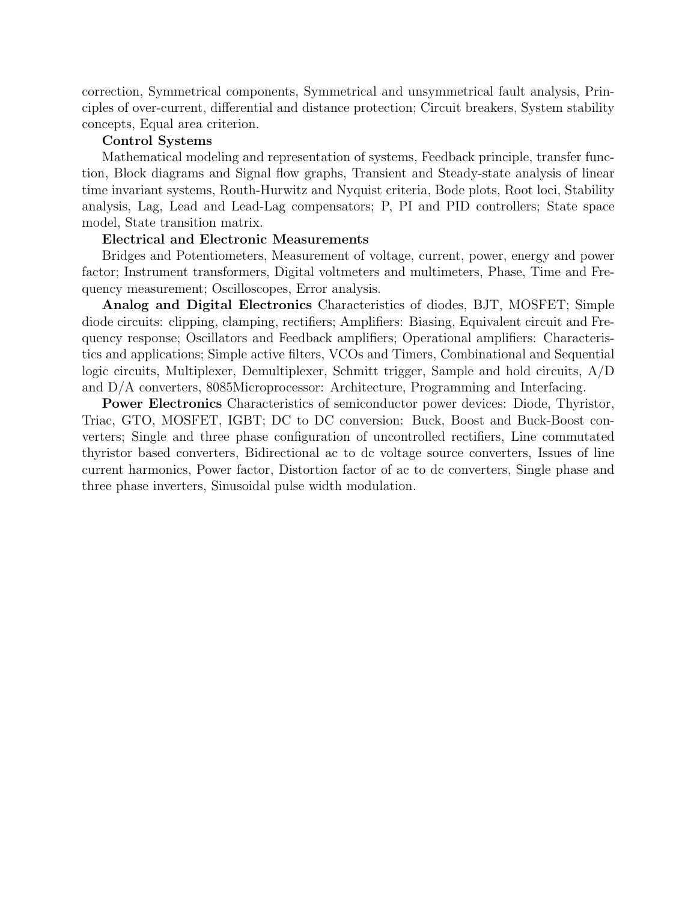correction, Symmetrical components, Symmetrical and unsymmetrical fault analysis, Principles of over-current, differential and distance protection; Circuit breakers, System stability concepts, Equal area criterion.

**Control Systems**

Mathematical modeling and representation of systems, Feedback principle, transfer function, Block diagrams and Signal flow graphs, Transient and Steady-state analysis of linear time invariant systems, Routh-Hurwitz and Nyquist criteria, Bode plots, Root loci, Stability analysis, Lag, Lead and Lead-Lag compensators; P, PI and PID controllers; State space model, State transition matrix.

**Electrical and Electronic Measurements**

Bridges and Potentiometers, Measurement of voltage, current, power, energy and power factor; Instrument transformers, Digital voltmeters and multimeters, Phase, Time and Frequency measurement; Oscilloscopes, Error analysis.

**Analog and Digital Electronics** Characteristics of diodes, BJT, MOSFET; Simple diode circuits: clipping, clamping, rectifiers; Amplifiers: Biasing, Equivalent circuit and Frequency response; Oscillators and Feedback amplifiers; Operational amplifiers: Characteristics and applications; Simple active filters, VCOs and Timers, Combinational and Sequential logic circuits, Multiplexer, Demultiplexer, Schmitt trigger, Sample and hold circuits, A/D and D/A converters, 8085Microprocessor: Architecture, Programming and Interfacing.

**Power Electronics** Characteristics of semiconductor power devices: Diode, Thyristor, Triac, GTO, MOSFET, IGBT; DC to DC conversion: Buck, Boost and Buck-Boost converters; Single and three phase configuration of uncontrolled rectifiers, Line commutated thyristor based converters, Bidirectional ac to dc voltage source converters, Issues of line current harmonics, Power factor, Distortion factor of ac to dc converters, Single phase and three phase inverters, Sinusoidal pulse width modulation.